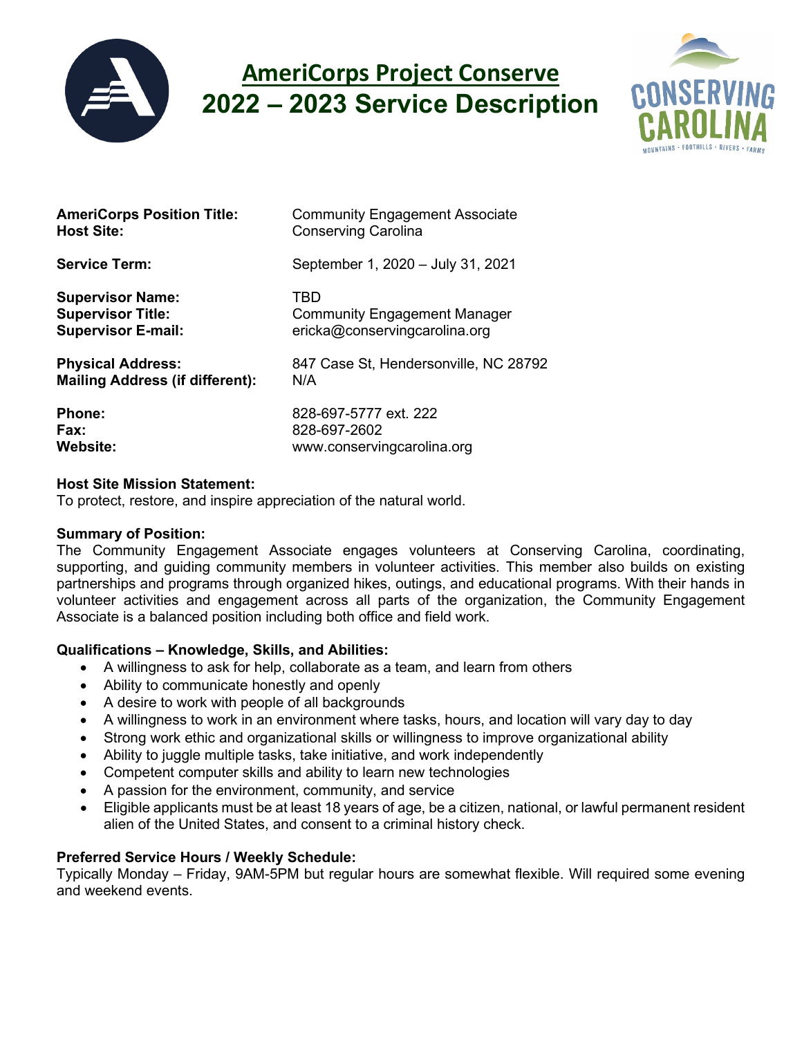# AmeriCorps Project Conserve
# 2022 – 2023 Service Description

| | |
|---|---|
| **AmeriCorps Position Title:** | Community Engagement Associate |
| **Host Site:** | Conserving Carolina |
| **Service Term:** | September 1, 2020 – July 31, 2021 |
| **Supervisor Name:** | TBD |
| **Supervisor Title:** | Community Engagement Manager |
| **Supervisor E-mail:** | ericka@conservingcarolina.org |
| **Physical Address:** | 847 Case St, Hendersonville, NC 28792 |
| **Mailing Address (if different):** | N/A |
| **Phone:** | 828-697-5777 ext. 222 |
| **Fax:** | 828-697-2602 |
| **Website:** | www.conservingcarolina.org |

**Host Site Mission Statement:**
To protect, restore, and inspire appreciation of the natural world.

**Summary of Position:**
The Community Engagement Associate engages volunteers at Conserving Carolina, coordinating, supporting, and guiding community members in volunteer activities. This member also builds on existing partnerships and programs through organized hikes, outings, and educational programs. With their hands in volunteer activities and engagement across all parts of the organization, the Community Engagement Associate is a balanced position including both office and field work.

**Qualifications – Knowledge, Skills, and Abilities:**

- A willingness to ask for help, collaborate as a team, and learn from others
- Ability to communicate honestly and openly
- A desire to work with people of all backgrounds
- A willingness to work in an environment where tasks, hours, and location will vary day to day
- Strong work ethic and organizational skills or willingness to improve organizational ability
- Ability to juggle multiple tasks, take initiative, and work independently
- Competent computer skills and ability to learn new technologies
- A passion for the environment, community, and service
- Eligible applicants must be at least 18 years of age, be a citizen, national, or lawful permanent resident alien of the United States, and consent to a criminal history check.

**Preferred Service Hours / Weekly Schedule:**
Typically Monday – Friday, 9AM-5PM but regular hours are somewhat flexible. Will required some evening and weekend events.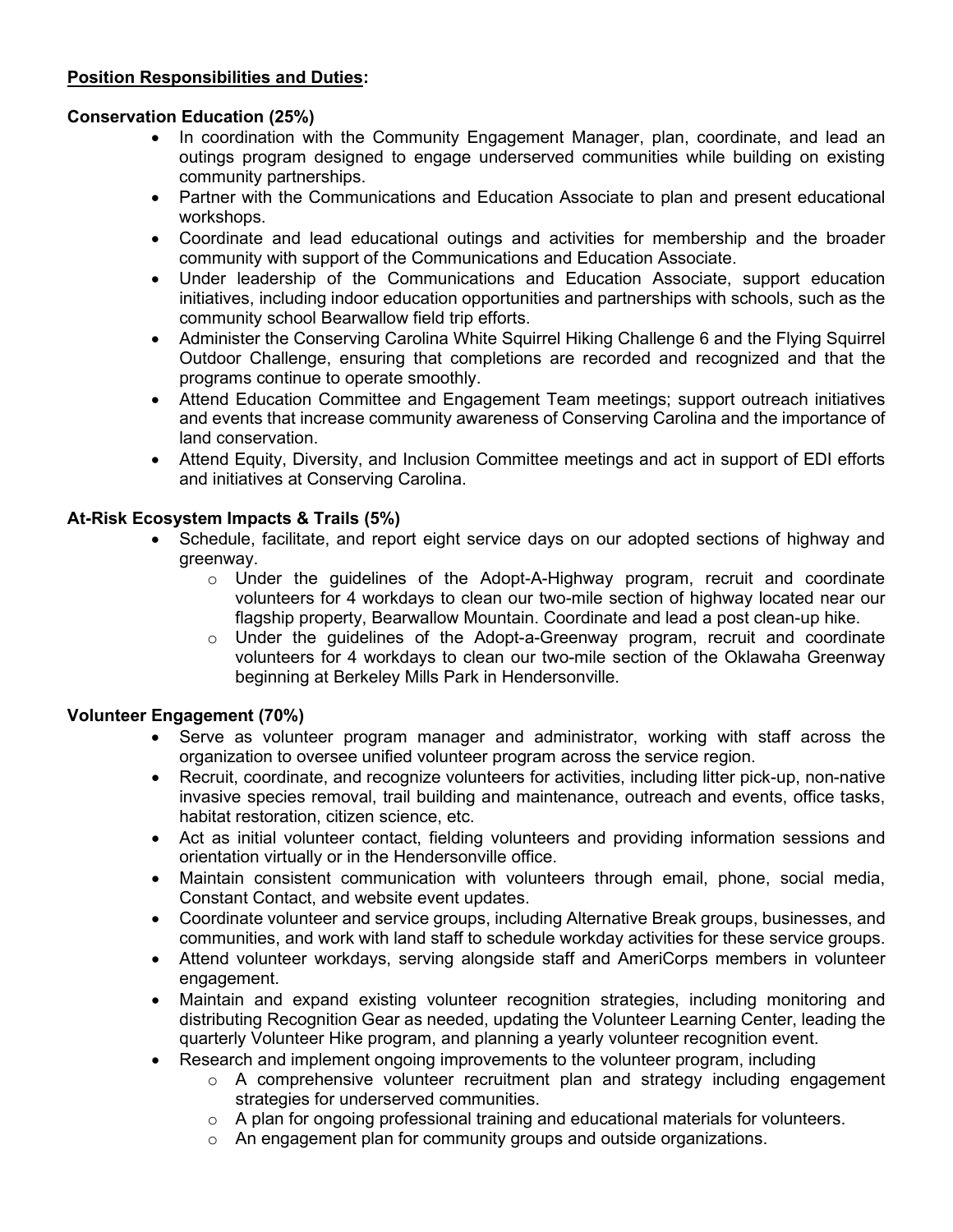**<u>Position Responsibilities and Duties</u>:**

**Conservation Education (25%)**

- In coordination with the Community Engagement Manager, plan, coordinate, and lead an outings program designed to engage underserved communities while building on existing community partnerships.
- Partner with the Communications and Education Associate to plan and present educational workshops.
- Coordinate and lead educational outings and activities for membership and the broader community with support of the Communications and Education Associate.
- Under leadership of the Communications and Education Associate, support education initiatives, including indoor education opportunities and partnerships with schools, such as the community school Bearwallow field trip efforts.
- Administer the Conserving Carolina White Squirrel Hiking Challenge 6 and the Flying Squirrel Outdoor Challenge, ensuring that completions are recorded and recognized and that the programs continue to operate smoothly.
- Attend Education Committee and Engagement Team meetings; support outreach initiatives and events that increase community awareness of Conserving Carolina and the importance of land conservation.
- Attend Equity, Diversity, and Inclusion Committee meetings and act in support of EDI efforts and initiatives at Conserving Carolina.

**At-Risk Ecosystem Impacts & Trails (5%)**

- Schedule, facilitate, and report eight service days on our adopted sections of highway and greenway.
  - Under the guidelines of the Adopt-A-Highway program, recruit and coordinate volunteers for 4 workdays to clean our two-mile section of highway located near our flagship property, Bearwallow Mountain. Coordinate and lead a post clean-up hike.
  - Under the guidelines of the Adopt-a-Greenway program, recruit and coordinate volunteers for 4 workdays to clean our two-mile section of the Oklawaha Greenway beginning at Berkeley Mills Park in Hendersonville.

**Volunteer Engagement (70%)**

- Serve as volunteer program manager and administrator, working with staff across the organization to oversee unified volunteer program across the service region.
- Recruit, coordinate, and recognize volunteers for activities, including litter pick-up, non-native invasive species removal, trail building and maintenance, outreach and events, office tasks, habitat restoration, citizen science, etc.
- Act as initial volunteer contact, fielding volunteers and providing information sessions and orientation virtually or in the Hendersonville office.
- Maintain consistent communication with volunteers through email, phone, social media, Constant Contact, and website event updates.
- Coordinate volunteer and service groups, including Alternative Break groups, businesses, and communities, and work with land staff to schedule workday activities for these service groups.
- Attend volunteer workdays, serving alongside staff and AmeriCorps members in volunteer engagement.
- Maintain and expand existing volunteer recognition strategies, including monitoring and distributing Recognition Gear as needed, updating the Volunteer Learning Center, leading the quarterly Volunteer Hike program, and planning a yearly volunteer recognition event.
- Research and implement ongoing improvements to the volunteer program, including
  - A comprehensive volunteer recruitment plan and strategy including engagement strategies for underserved communities.
  - A plan for ongoing professional training and educational materials for volunteers.
  - An engagement plan for community groups and outside organizations.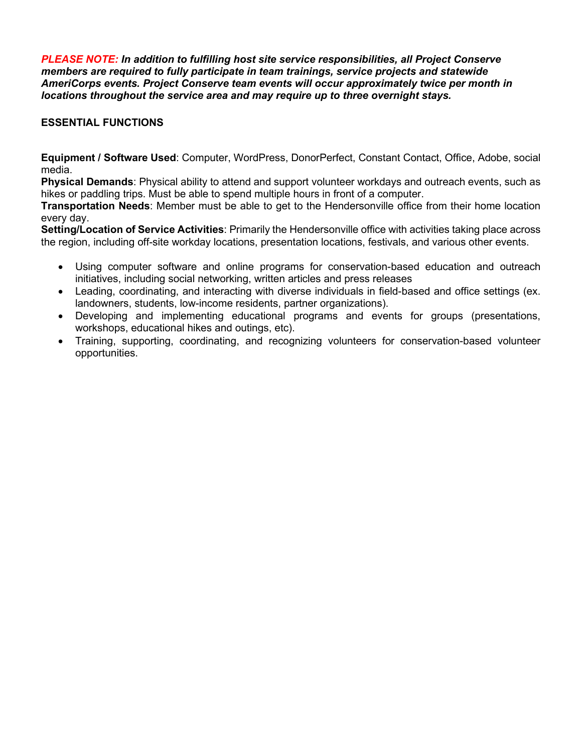***PLEASE NOTE:* In addition to fulfilling host site service responsibilities, all Project Conserve members are required to fully participate in team trainings, service projects and statewide AmeriCorps events. Project Conserve team events will occur approximately twice per month in locations throughout the service area and may require up to three overnight stays.**

**ESSENTIAL FUNCTIONS**

**Equipment / Software Used**: Computer, WordPress, DonorPerfect, Constant Contact, Office, Adobe, social media.
**Physical Demands**: Physical ability to attend and support volunteer workdays and outreach events, such as hikes or paddling trips. Must be able to spend multiple hours in front of a computer.
**Transportation Needs**: Member must be able to get to the Hendersonville office from their home location every day.
**Setting/Location of Service Activities**: Primarily the Hendersonville office with activities taking place across the region, including off-site workday locations, presentation locations, festivals, and various other events.

- Using computer software and online programs for conservation-based education and outreach initiatives, including social networking, written articles and press releases
- Leading, coordinating, and interacting with diverse individuals in field-based and office settings (ex. landowners, students, low-income residents, partner organizations).
- Developing and implementing educational programs and events for groups (presentations, workshops, educational hikes and outings, etc).
- Training, supporting, coordinating, and recognizing volunteers for conservation-based volunteer opportunities.